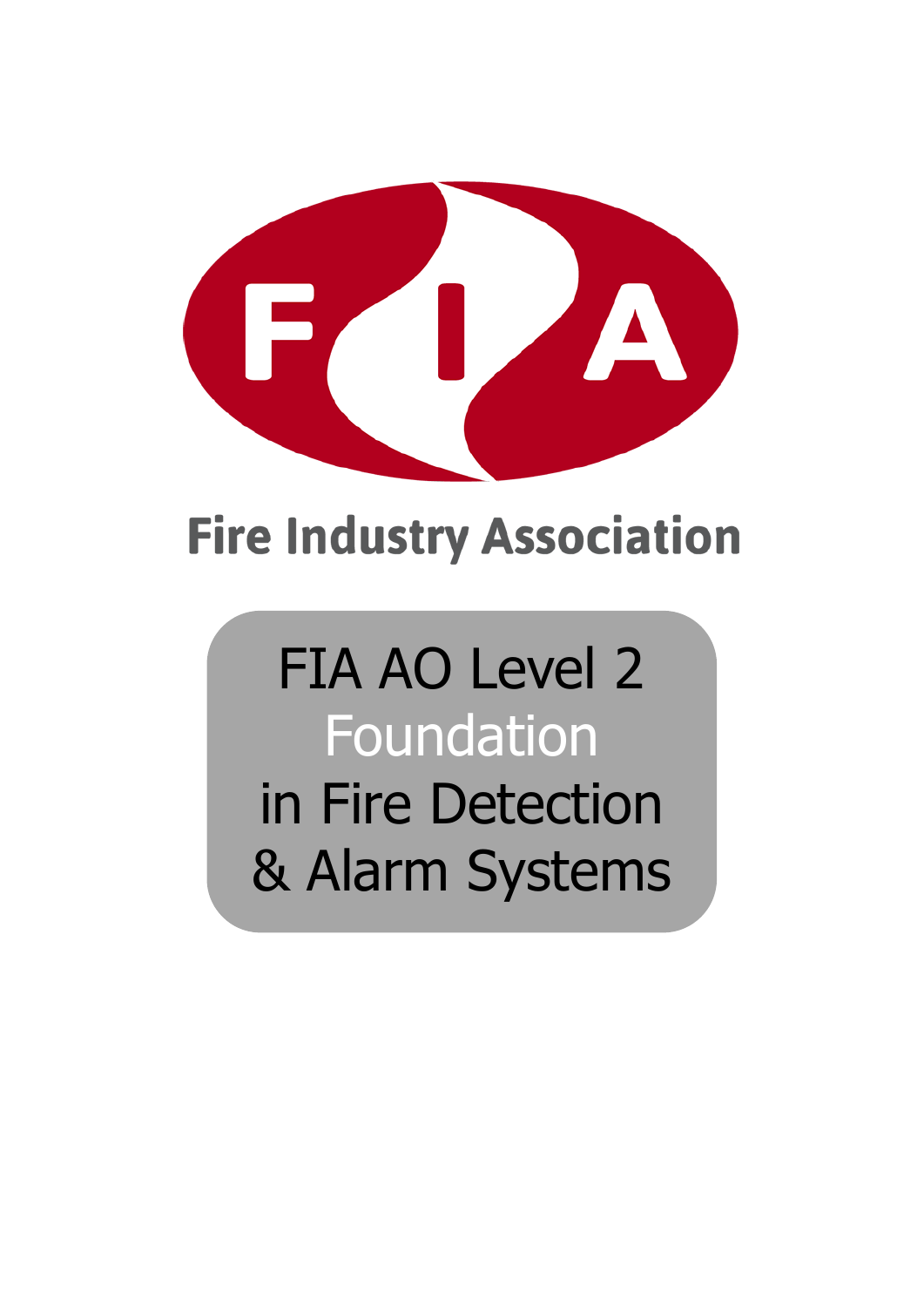FIA

Fire Industry Association

# FIA AO Level 2 Foundation in Fire Detection & Alarm Systems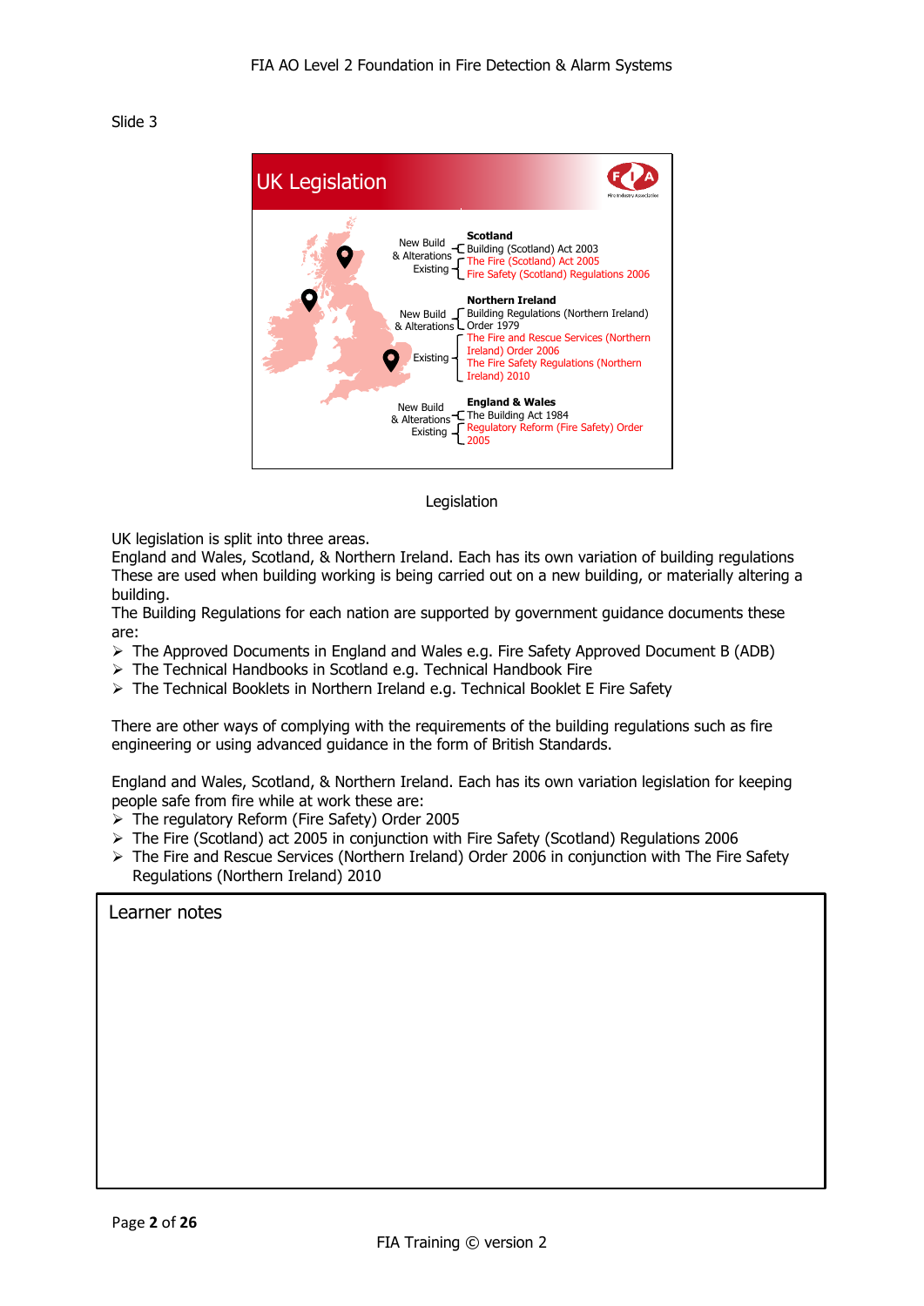Slide 3

## UK Legislation

**Scotland**

- New Build & Alterations: Building (Scotland) Act 2003
- Existing: The Fire (Scotland) Act 2005; Fire Safety (Scotland) Regulations 2006

**Northern Ireland**

- New Build & Alterations: Building Regulations (Northern Ireland) Order 1979
- Existing: The Fire and Rescue Services (Northern Ireland) Order 2006; The Fire Safety Regulations (Northern Ireland) 2010

**England & Wales**

- New Build & Alterations: The Building Act 1984
- Existing: Regulatory Reform (Fire Safety) Order 2005

Legislation

UK legislation is split into three areas.
England and Wales, Scotland, & Northern Ireland. Each has its own variation of building regulations These are used when building working is being carried out on a new building, or materially altering a building.
The Building Regulations for each nation are supported by government guidance documents these are:

- The Approved Documents in England and Wales e.g. Fire Safety Approved Document B (ADB)
- The Technical Handbooks in Scotland e.g. Technical Handbook Fire
- The Technical Booklets in Northern Ireland e.g. Technical Booklet E Fire Safety

There are other ways of complying with the requirements of the building regulations such as fire engineering or using advanced guidance in the form of British Standards.

England and Wales, Scotland, & Northern Ireland. Each has its own variation legislation for keeping people safe from fire while at work these are:

- The regulatory Reform (Fire Safety) Order 2005
- The Fire (Scotland) act 2005 in conjunction with Fire Safety (Scotland) Regulations 2006
- The Fire and Rescue Services (Northern Ireland) Order 2006 in conjunction with The Fire Safety Regulations (Northern Ireland) 2010

Learner notes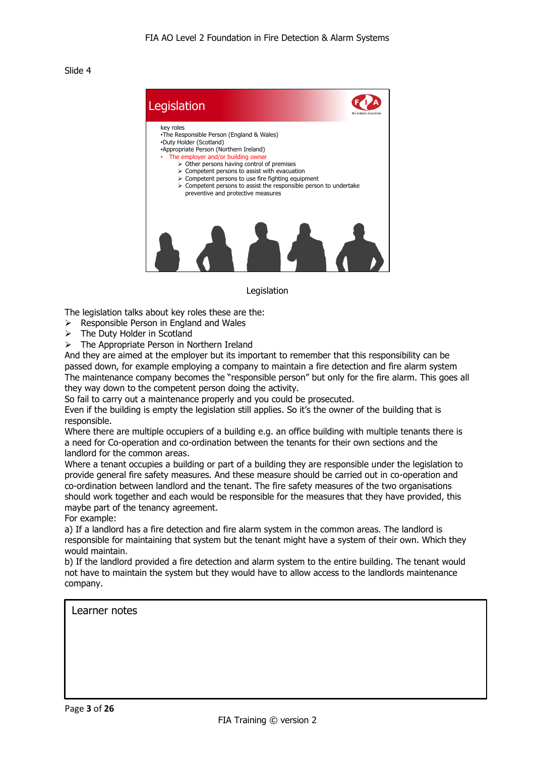Slide 4

## Legislation

key roles
•The Responsible Person (England & Wales)
•Duty Holder (Scotland)
•Appropriate Person (Northern Ireland)
• The employer and/or building owner
  - Other persons having control of premises
  - Competent persons to assist with evacuation
  - Competent persons to use fire fighting equipment
  - Competent persons to assist the responsible person to undertake preventive and protective measures

Legislation

The legislation talks about key roles these are the:

- Responsible Person in England and Wales
- The Duty Holder in Scotland
- The Appropriate Person in Northern Ireland

And they are aimed at the employer but its important to remember that this responsibility can be passed down, for example employing a company to maintain a fire detection and fire alarm system The maintenance company becomes the "responsible person" but only for the fire alarm. This goes all they way down to the competent person doing the activity.

So fail to carry out a maintenance properly and you could be prosecuted.

Even if the building is empty the legislation still applies. So it's the owner of the building that is responsible.

Where there are multiple occupiers of a building e.g. an office building with multiple tenants there is a need for Co-operation and co-ordination between the tenants for their own sections and the landlord for the common areas.

Where a tenant occupies a building or part of a building they are responsible under the legislation to provide general fire safety measures. And these measure should be carried out in co-operation and co-ordination between landlord and the tenant. The fire safety measures of the two organisations should work together and each would be responsible for the measures that they have provided, this maybe part of the tenancy agreement.

For example:

a) If a landlord has a fire detection and fire alarm system in the common areas. The landlord is responsible for maintaining that system but the tenant might have a system of their own. Which they would maintain.

b) If the landlord provided a fire detection and alarm system to the entire building. The tenant would not have to maintain the system but they would have to allow access to the landlords maintenance company.

| Learner notes |
|---|
| |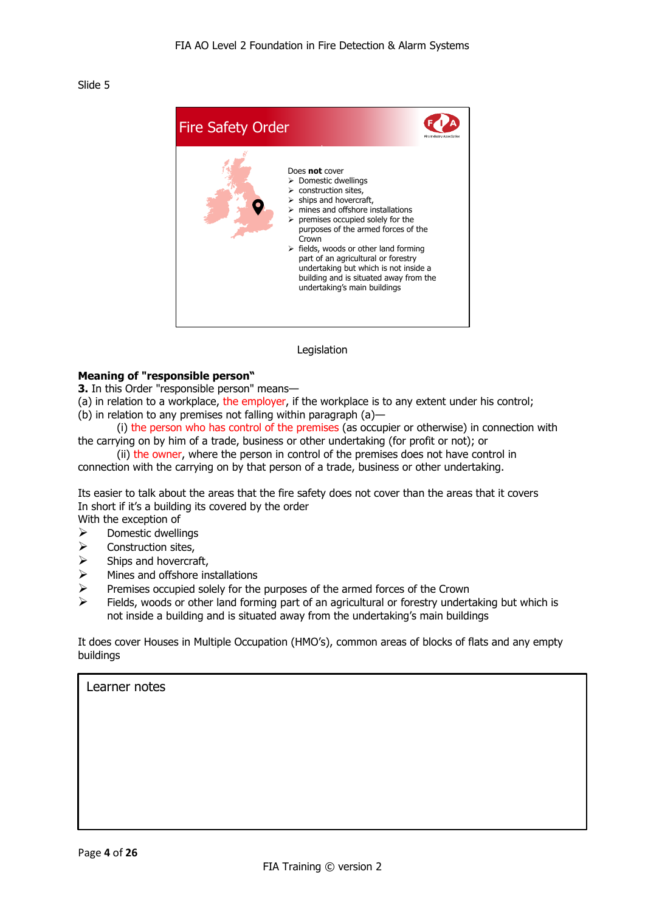Slide 5

## Fire Safety Order

Does **not** cover

- Domestic dwellings
- construction sites,
- ships and hovercraft,
- mines and offshore installations
- premises occupied solely for the purposes of the armed forces of the Crown
- fields, woods or other land forming part of an agricultural or forestry undertaking but which is not inside a building and is situated away from the undertaking's main buildings

Legislation

**Meaning of "responsible person"**

**3.** In this Order "responsible person" means—

(a) in relation to a workplace, the employer, if the workplace is to any extent under his control;

(b) in relation to any premises not falling within paragraph (a)—

(i) the person who has control of the premises (as occupier or otherwise) in connection with the carrying on by him of a trade, business or other undertaking (for profit or not); or

(ii) the owner, where the person in control of the premises does not have control in connection with the carrying on by that person of a trade, business or other undertaking.

Its easier to talk about the areas that the fire safety does not cover than the areas that it covers
In short if it's a building its covered by the order
With the exception of

- Domestic dwellings
- Construction sites,
- Ships and hovercraft,
- Mines and offshore installations
- Premises occupied solely for the purposes of the armed forces of the Crown
- Fields, woods or other land forming part of an agricultural or forestry undertaking but which is not inside a building and is situated away from the undertaking's main buildings

It does cover Houses in Multiple Occupation (HMO's), common areas of blocks of flats and any empty buildings

Learner notes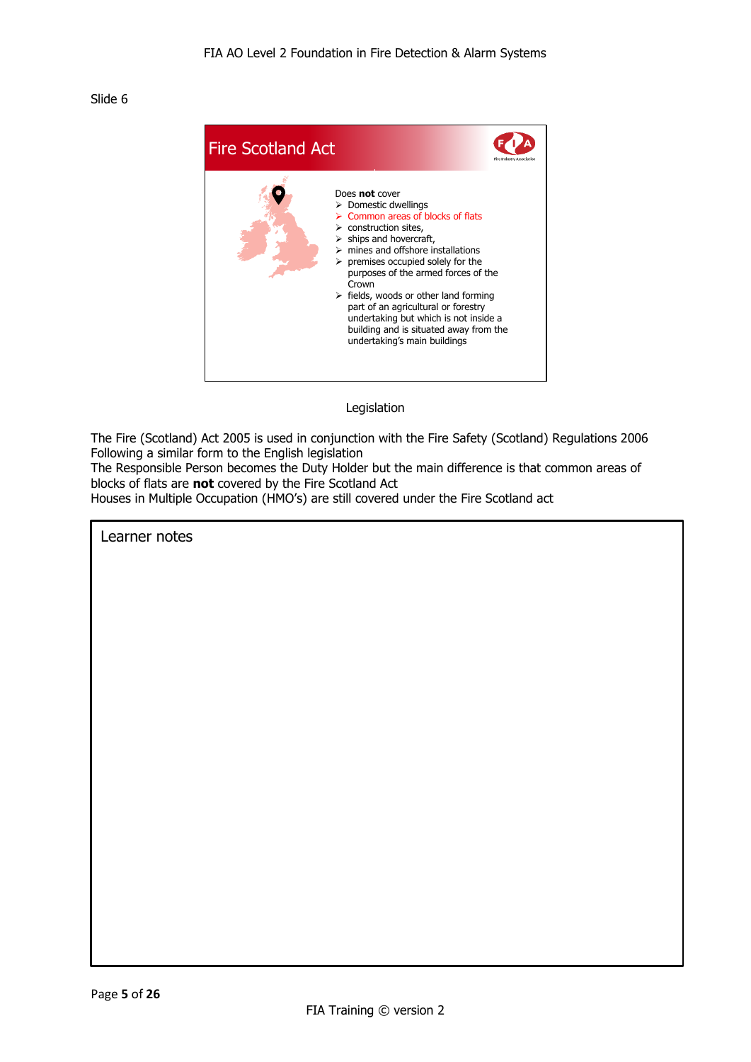Slide 6

## Fire Scotland Act

Does **not** cover

- Domestic dwellings
- Common areas of blocks of flats
- construction sites,
- ships and hovercraft,
- mines and offshore installations
- premises occupied solely for the purposes of the armed forces of the Crown
- fields, woods or other land forming part of an agricultural or forestry undertaking but which is not inside a building and is situated away from the undertaking's main buildings

Legislation

The Fire (Scotland) Act 2005 is used in conjunction with the Fire Safety (Scotland) Regulations 2006
Following a similar form to the English legislation
The Responsible Person becomes the Duty Holder but the main difference is that common areas of blocks of flats are **not** covered by the Fire Scotland Act
Houses in Multiple Occupation (HMO's) are still covered under the Fire Scotland act

Learner notes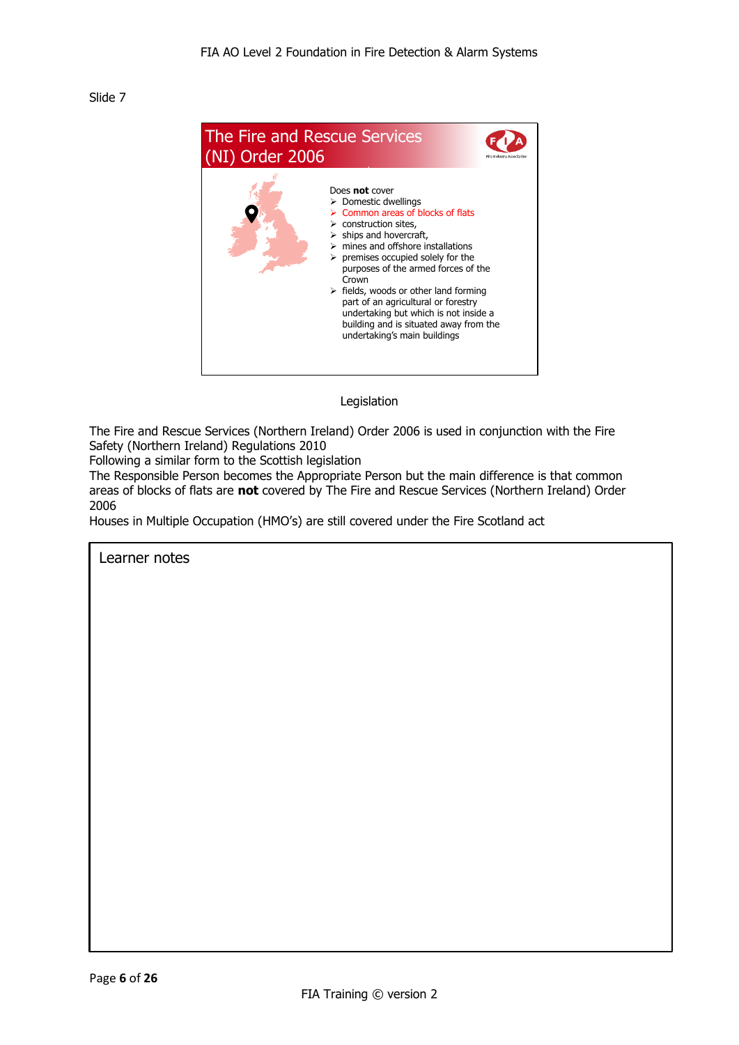Slide 7

## The Fire and Rescue Services (NI) Order 2006

Does **not** cover

- Domestic dwellings
- Common areas of blocks of flats
- construction sites,
- ships and hovercraft,
- mines and offshore installations
- premises occupied solely for the purposes of the armed forces of the Crown
- fields, woods or other land forming part of an agricultural or forestry undertaking but which is not inside a building and is situated away from the undertaking's main buildings

Legislation

The Fire and Rescue Services (Northern Ireland) Order 2006 is used in conjunction with the Fire Safety (Northern Ireland) Regulations 2010
Following a similar form to the Scottish legislation
The Responsible Person becomes the Appropriate Person but the main difference is that common areas of blocks of flats are **not** covered by The Fire and Rescue Services (Northern Ireland) Order 2006
Houses in Multiple Occupation (HMO's) are still covered under the Fire Scotland act

Learner notes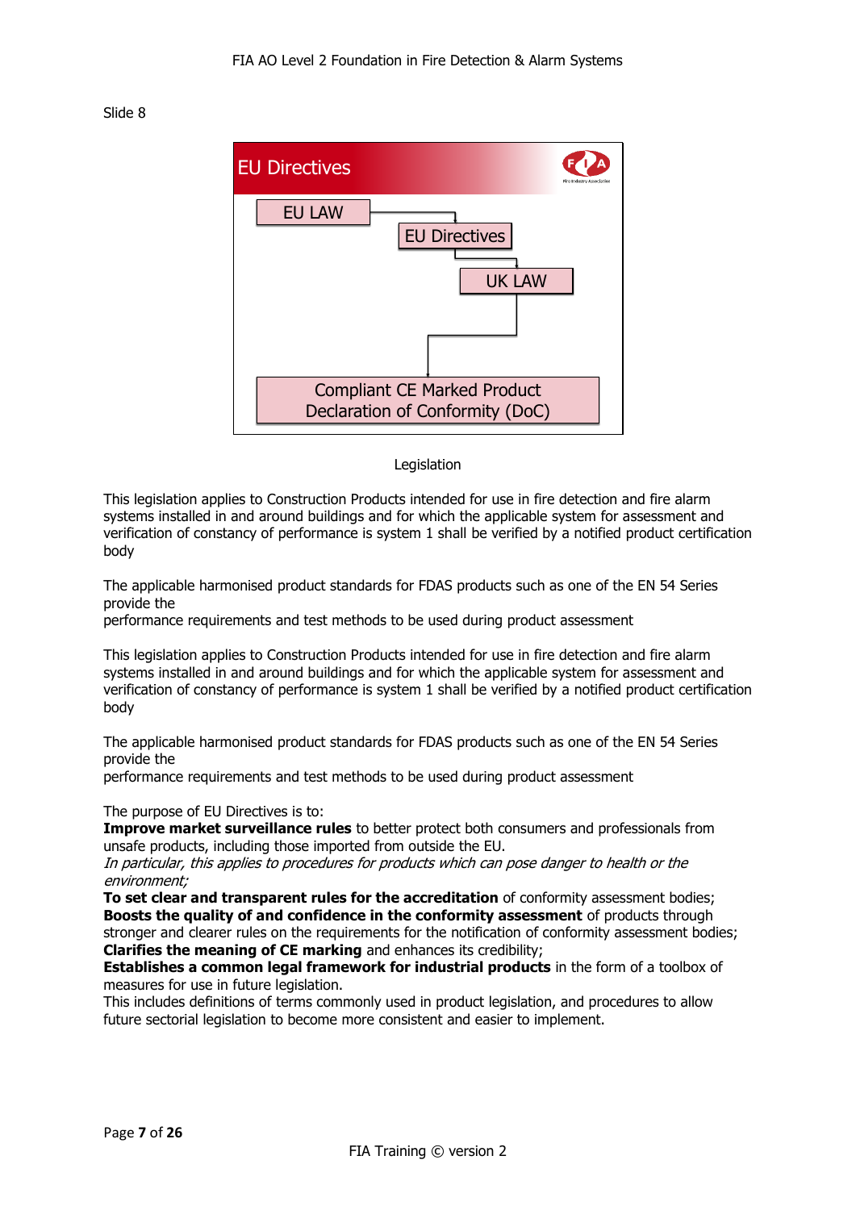Slide 8

EU Directives

EU LAW

EU Directives

UK LAW

Compliant CE Marked Product
Declaration of Conformity (DoC)

Legislation

This legislation applies to Construction Products intended for use in fire detection and fire alarm systems installed in and around buildings and for which the applicable system for assessment and verification of constancy of performance is system 1 shall be verified by a notified product certification body

The applicable harmonised product standards for FDAS products such as one of the EN 54 Series provide the
performance requirements and test methods to be used during product assessment

This legislation applies to Construction Products intended for use in fire detection and fire alarm systems installed in and around buildings and for which the applicable system for assessment and verification of constancy of performance is system 1 shall be verified by a notified product certification body

The applicable harmonised product standards for FDAS products such as one of the EN 54 Series provide the
performance requirements and test methods to be used during product assessment

The purpose of EU Directives is to:
**Improve market surveillance rules** to better protect both consumers and professionals from unsafe products, including those imported from outside the EU.
*In particular, this applies to procedures for products which can pose danger to health or the environment;*
**To set clear and transparent rules for the accreditation** of conformity assessment bodies;
**Boosts the quality of and confidence in the conformity assessment** of products through stronger and clearer rules on the requirements for the notification of conformity assessment bodies;
**Clarifies the meaning of CE marking** and enhances its credibility;
**Establishes a common legal framework for industrial products** in the form of a toolbox of measures for use in future legislation.
This includes definitions of terms commonly used in product legislation, and procedures to allow future sectorial legislation to become more consistent and easier to implement.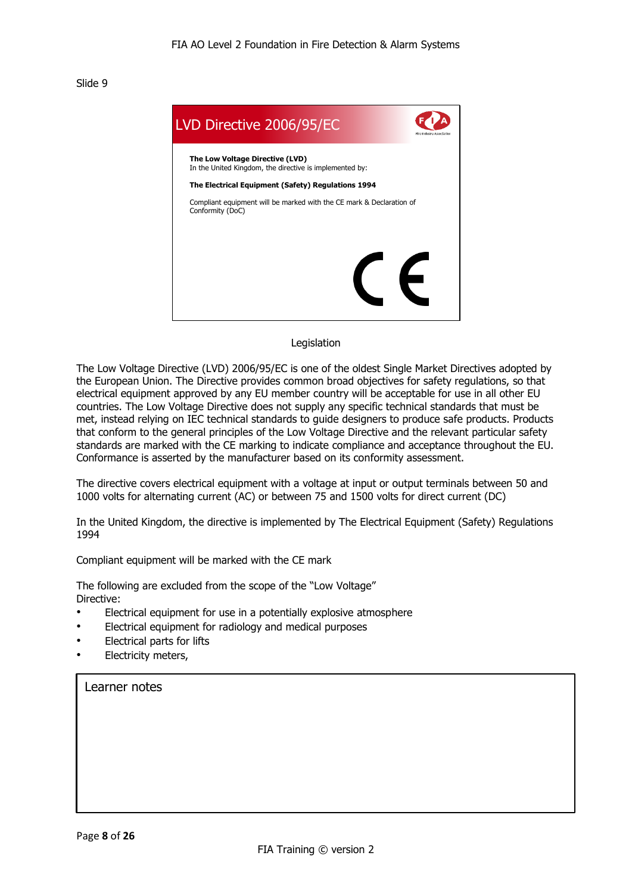Slide 9

## LVD Directive 2006/95/EC

**The Low Voltage Directive (LVD)**
In the United Kingdom, the directive is implemented by:

**The Electrical Equipment (Safety) Regulations 1994**

Compliant equipment will be marked with the CE mark & Declaration of Conformity (DoC)

CE

Legislation

The Low Voltage Directive (LVD) 2006/95/EC is one of the oldest Single Market Directives adopted by the European Union. The Directive provides common broad objectives for safety regulations, so that electrical equipment approved by any EU member country will be acceptable for use in all other EU countries. The Low Voltage Directive does not supply any specific technical standards that must be met, instead relying on IEC technical standards to guide designers to produce safe products. Products that conform to the general principles of the Low Voltage Directive and the relevant particular safety standards are marked with the CE marking to indicate compliance and acceptance throughout the EU. Conformance is asserted by the manufacturer based on its conformity assessment.

The directive covers electrical equipment with a voltage at input or output terminals between 50 and 1000 volts for alternating current (AC) or between 75 and 1500 volts for direct current (DC)

In the United Kingdom, the directive is implemented by The Electrical Equipment (Safety) Regulations 1994

Compliant equipment will be marked with the CE mark

The following are excluded from the scope of the "Low Voltage" Directive:

- Electrical equipment for use in a potentially explosive atmosphere
- Electrical equipment for radiology and medical purposes
- Electrical parts for lifts
- Electricity meters,

Learner notes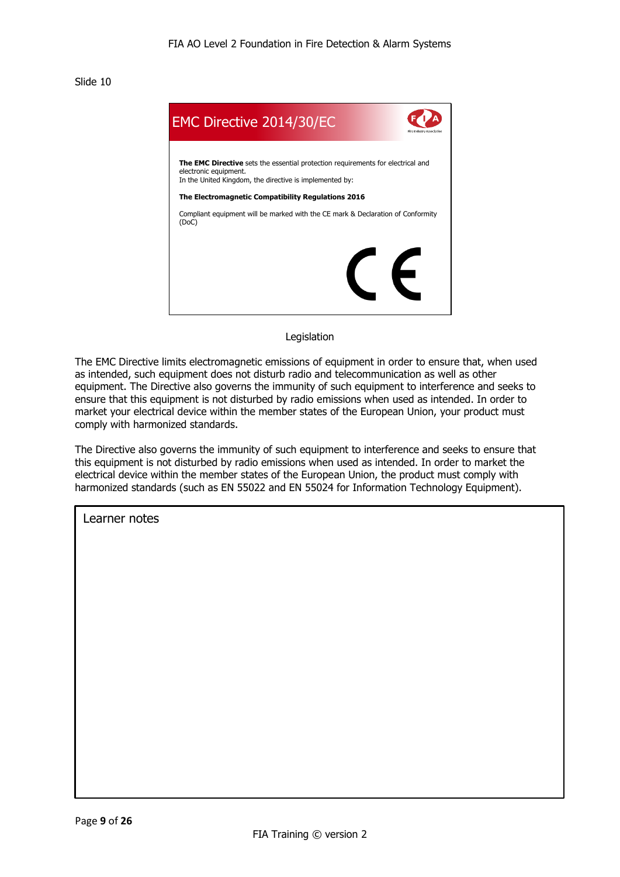Slide 10

## EMC Directive 2014/30/EC

**The EMC Directive** sets the essential protection requirements for electrical and electronic equipment.
In the United Kingdom, the directive is implemented by:

**The Electromagnetic Compatibility Regulations 2016**

Compliant equipment will be marked with the CE mark & Declaration of Conformity (DoC)

CE

Legislation

The EMC Directive limits electromagnetic emissions of equipment in order to ensure that, when used as intended, such equipment does not disturb radio and telecommunication as well as other equipment. The Directive also governs the immunity of such equipment to interference and seeks to ensure that this equipment is not disturbed by radio emissions when used as intended. In order to market your electrical device within the member states of the European Union, your product must comply with harmonized standards.

The Directive also governs the immunity of such equipment to interference and seeks to ensure that this equipment is not disturbed by radio emissions when used as intended. In order to market the electrical device within the member states of the European Union, the product must comply with harmonized standards (such as EN 55022 and EN 55024 for Information Technology Equipment).

Learner notes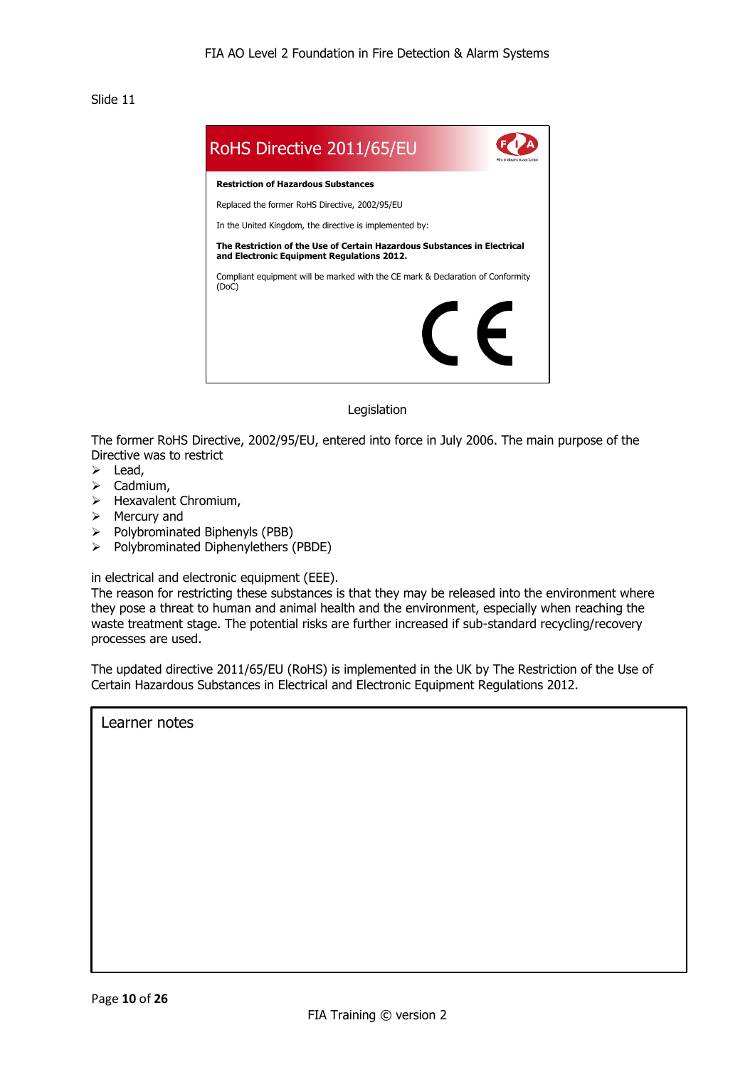Slide 11

## RoHS Directive 2011/65/EU

**Restriction of Hazardous Substances**

Replaced the former RoHS Directive, 2002/95/EU

In the United Kingdom, the directive is implemented by:

**The Restriction of the Use of Certain Hazardous Substances in Electrical and Electronic Equipment Regulations 2012.**

Compliant equipment will be marked with the CE mark & Declaration of Conformity (DoC)

CE

Legislation

The former RoHS Directive, 2002/95/EU, entered into force in July 2006. The main purpose of the Directive was to restrict

- Lead,
- Cadmium,
- Hexavalent Chromium,
- Mercury and
- Polybrominated Biphenyls (PBB)
- Polybrominated Diphenylethers (PBDE)

in electrical and electronic equipment (EEE).

The reason for restricting these substances is that they may be released into the environment where they pose a threat to human and animal health and the environment, especially when reaching the waste treatment stage. The potential risks are further increased if sub-standard recycling/recovery processes are used.

The updated directive 2011/65/EU (RoHS) is implemented in the UK by The Restriction of the Use of Certain Hazardous Substances in Electrical and Electronic Equipment Regulations 2012.

| Learner notes |
|---|
| |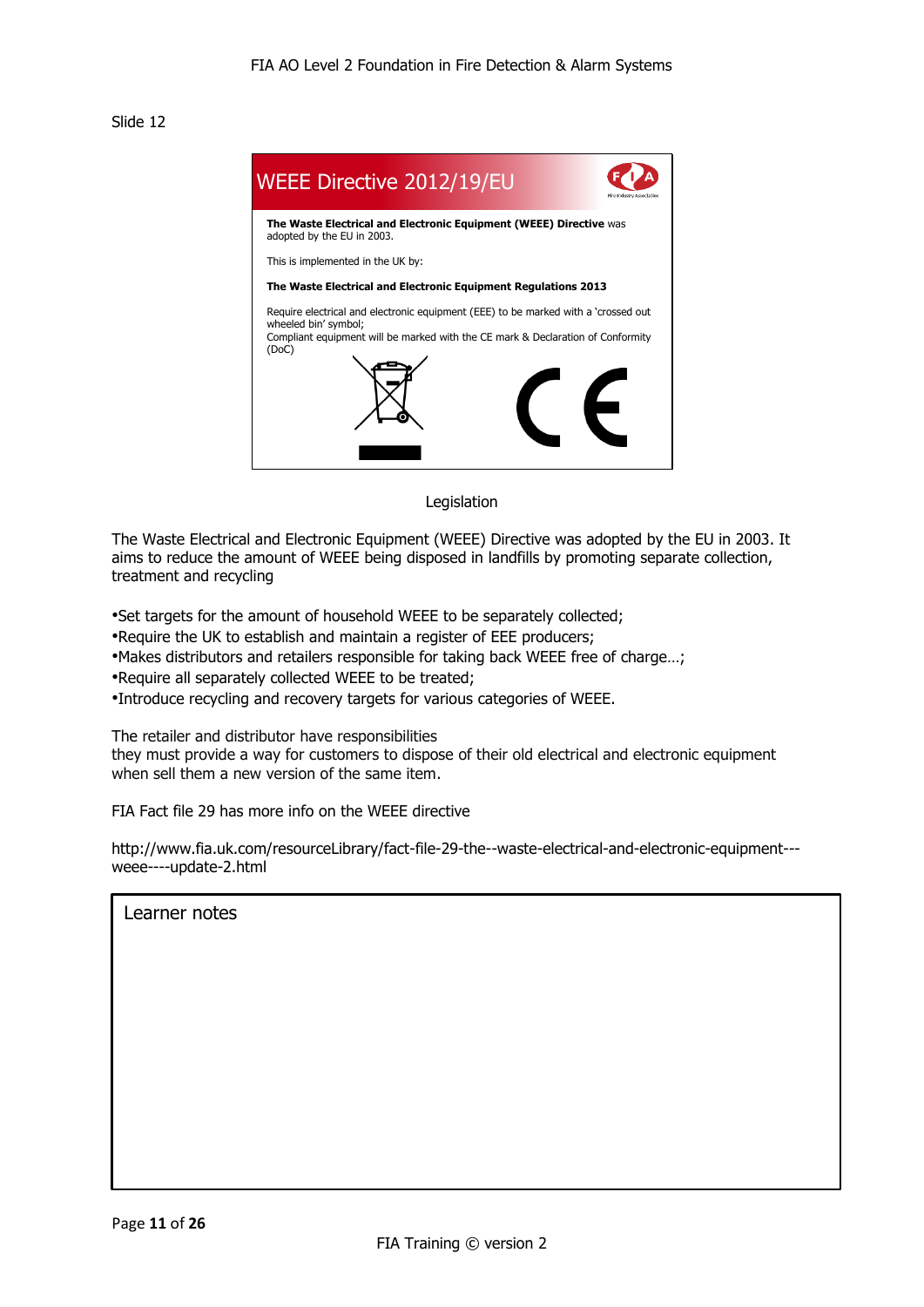Slide 12

## WEEE Directive 2012/19/EU

**The Waste Electrical and Electronic Equipment (WEEE) Directive** was adopted by the EU in 2003.

This is implemented in the UK by:

**The Waste Electrical and Electronic Equipment Regulations 2013**

Require electrical and electronic equipment (EEE) to be marked with a 'crossed out wheeled bin' symbol;
Compliant equipment will be marked with the CE mark & Declaration of Conformity (DoC)

Legislation

The Waste Electrical and Electronic Equipment (WEEE) Directive was adopted by the EU in 2003. It aims to reduce the amount of WEEE being disposed in landfills by promoting separate collection, treatment and recycling

- Set targets for the amount of household WEEE to be separately collected;
- Require the UK to establish and maintain a register of EEE producers;
- Makes distributors and retailers responsible for taking back WEEE free of charge…;
- Require all separately collected WEEE to be treated;
- Introduce recycling and recovery targets for various categories of WEEE.

The retailer and distributor have responsibilities
they must provide a way for customers to dispose of their old electrical and electronic equipment when sell them a new version of the same item.

FIA Fact file 29 has more info on the WEEE directive

http://www.fia.uk.com/resourceLibrary/fact-file-29-the--waste-electrical-and-electronic-equipment---weee----update-2.html

Learner notes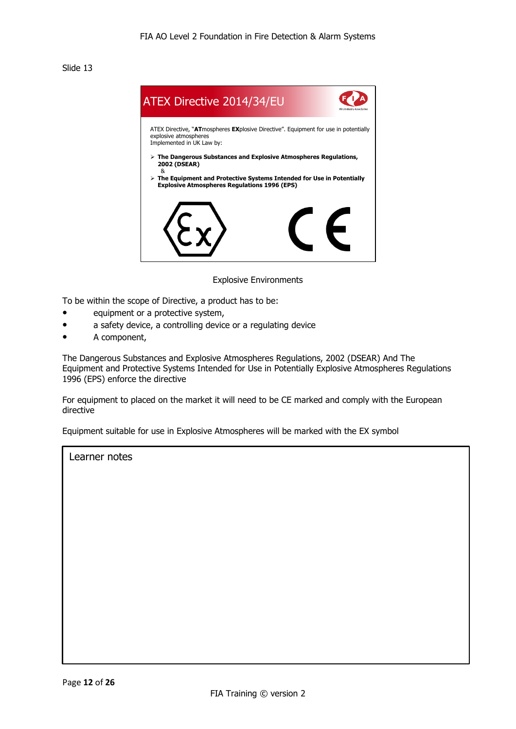Slide 13

## ATEX Directive 2014/34/EU

ATEX Directive, "**AT**mospheres **EX**plosive Directive". Equipment for use in potentially explosive atmospheres
Implemented in UK Law by:

- **The Dangerous Substances and Explosive Atmospheres Regulations, 2002 (DSEAR)**
  &
- **The Equipment and Protective Systems Intended for Use in Potentially Explosive Atmospheres Regulations 1996 (EPS)**

Explosive Environments

To be within the scope of Directive, a product has to be:

- equipment or a protective system,
- a safety device, a controlling device or a regulating device
- A component,

The Dangerous Substances and Explosive Atmospheres Regulations, 2002 (DSEAR) And The Equipment and Protective Systems Intended for Use in Potentially Explosive Atmospheres Regulations 1996 (EPS) enforce the directive

For equipment to placed on the market it will need to be CE marked and comply with the European directive

Equipment suitable for use in Explosive Atmospheres will be marked with the EX symbol

Learner notes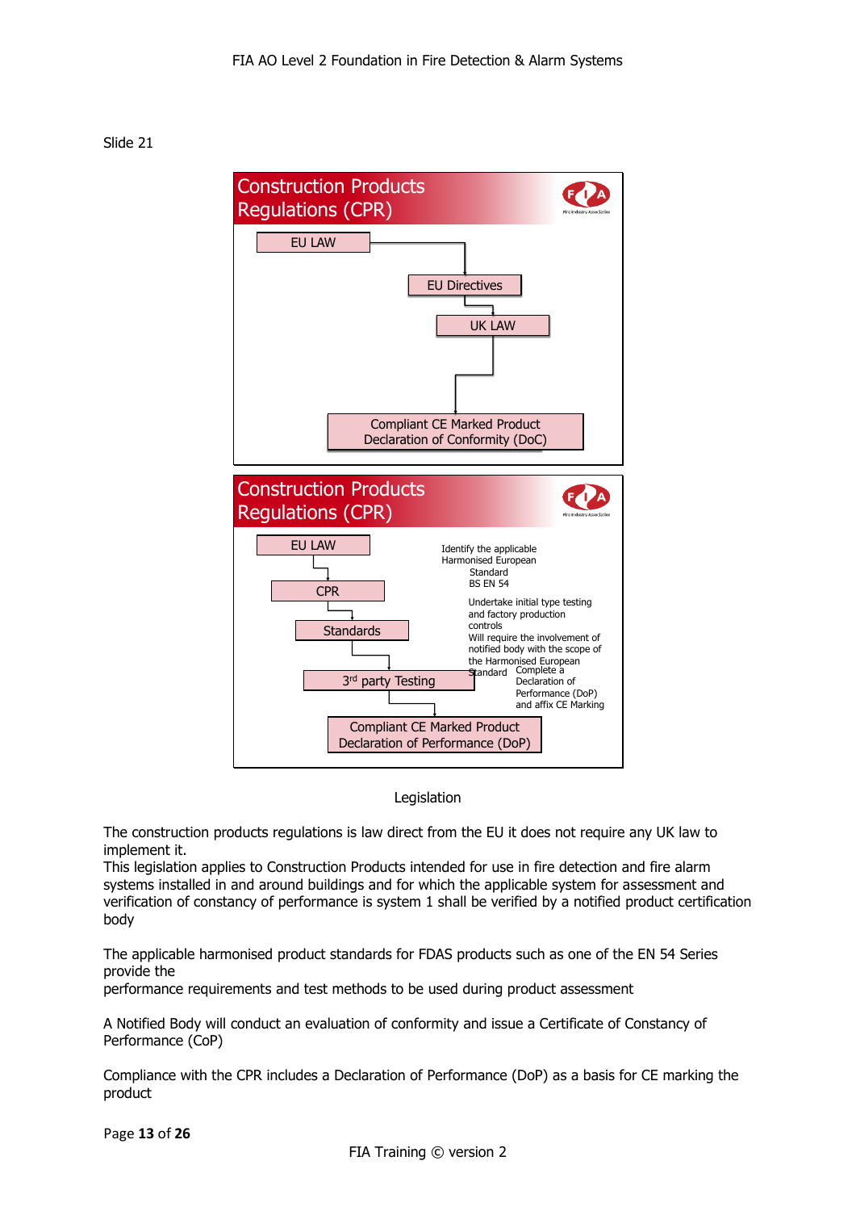Slide 21

## Construction Products Regulations (CPR)

EU LAW → EU Directives → UK LAW → Compliant CE Marked Product Declaration of Conformity (DoC)

## Construction Products Regulations (CPR)

EU LAW → CPR → Standards → 3rd party Testing → Compliant CE Marked Product Declaration of Performance (DoP)

Identify the applicable Harmonised European Standard BS EN 54

Undertake initial type testing and factory production controls

Will require the involvement of notified body with the scope of the Harmonised European Standard

Complete a Declaration of Performance (DoP) and affix CE Marking

Legislation

The construction products regulations is law direct from the EU it does not require any UK law to implement it.
This legislation applies to Construction Products intended for use in fire detection and fire alarm systems installed in and around buildings and for which the applicable system for assessment and verification of constancy of performance is system 1 shall be verified by a notified product certification body

The applicable harmonised product standards for FDAS products such as one of the EN 54 Series provide the
performance requirements and test methods to be used during product assessment

A Notified Body will conduct an evaluation of conformity and issue a Certificate of Constancy of Performance (CoP)

Compliance with the CPR includes a Declaration of Performance (DoP) as a basis for CE marking the product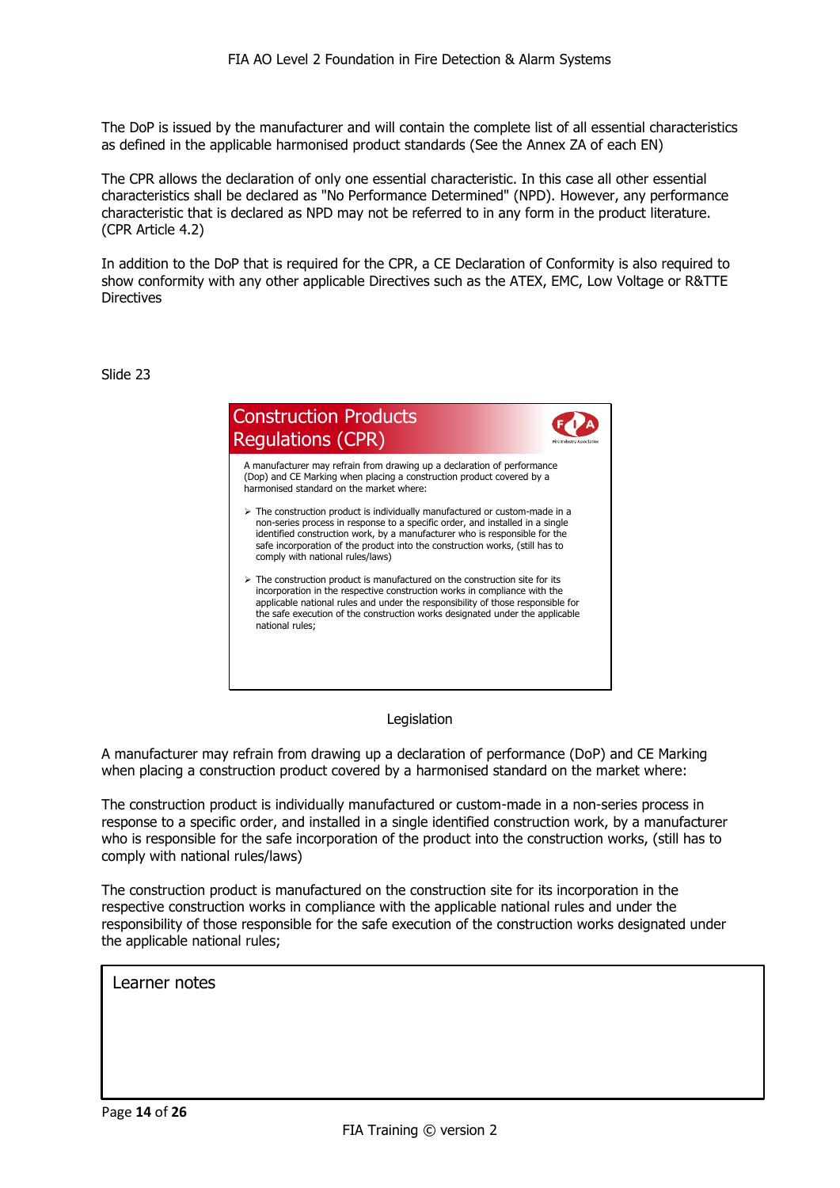The DoP is issued by the manufacturer and will contain the complete list of all essential characteristics as defined in the applicable harmonised product standards (See the Annex ZA of each EN)

The CPR allows the declaration of only one essential characteristic. In this case all other essential characteristics shall be declared as "No Performance Determined" (NPD). However, any performance characteristic that is declared as NPD may not be referred to in any form in the product literature. (CPR Article 4.2)

In addition to the DoP that is required for the CPR, a CE Declaration of Conformity is also required to show conformity with any other applicable Directives such as the ATEX, EMC, Low Voltage or R&TTE Directives

Slide 23

## Construction Products Regulations (CPR)

A manufacturer may refrain from drawing up a declaration of performance (Dop) and CE Marking when placing a construction product covered by a harmonised standard on the market where:

- The construction product is individually manufactured or custom-made in a non-series process in response to a specific order, and installed in a single identified construction work, by a manufacturer who is responsible for the safe incorporation of the product into the construction works, (still has to comply with national rules/laws)
- The construction product is manufactured on the construction site for its incorporation in the respective construction works in compliance with the applicable national rules and under the responsibility of those responsible for the safe execution of the construction works designated under the applicable national rules;

Legislation

A manufacturer may refrain from drawing up a declaration of performance (DoP) and CE Marking when placing a construction product covered by a harmonised standard on the market where:

The construction product is individually manufactured or custom-made in a non-series process in response to a specific order, and installed in a single identified construction work, by a manufacturer who is responsible for the safe incorporation of the product into the construction works, (still has to comply with national rules/laws)

The construction product is manufactured on the construction site for its incorporation in the respective construction works in compliance with the applicable national rules and under the responsibility of those responsible for the safe execution of the construction works designated under the applicable national rules;

| Learner notes |
|---|
| |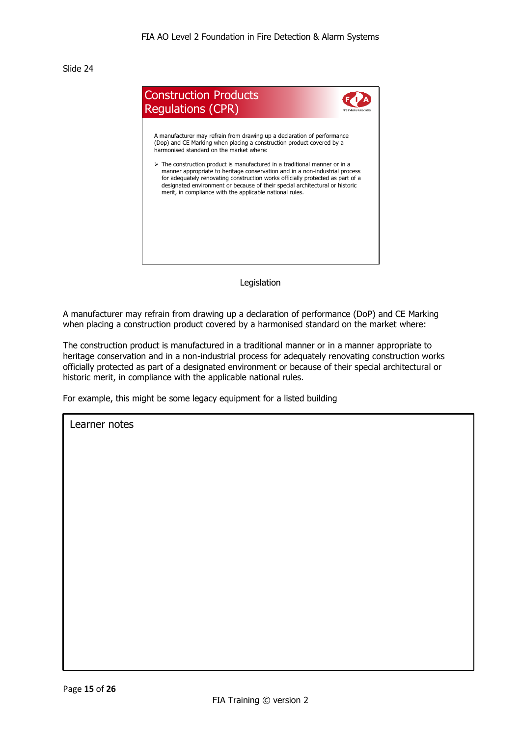Slide 24

## Construction Products Regulations (CPR)

A manufacturer may refrain from drawing up a declaration of performance (Dop) and CE Marking when placing a construction product covered by a harmonised standard on the market where:

- The construction product is manufactured in a traditional manner or in a manner appropriate to heritage conservation and in a non-industrial process for adequately renovating construction works officially protected as part of a designated environment or because of their special architectural or historic merit, in compliance with the applicable national rules.

Legislation

A manufacturer may refrain from drawing up a declaration of performance (DoP) and CE Marking when placing a construction product covered by a harmonised standard on the market where:

The construction product is manufactured in a traditional manner or in a manner appropriate to heritage conservation and in a non-industrial process for adequately renovating construction works officially protected as part of a designated environment or because of their special architectural or historic merit, in compliance with the applicable national rules.

For example, this might be some legacy equipment for a listed building

Learner notes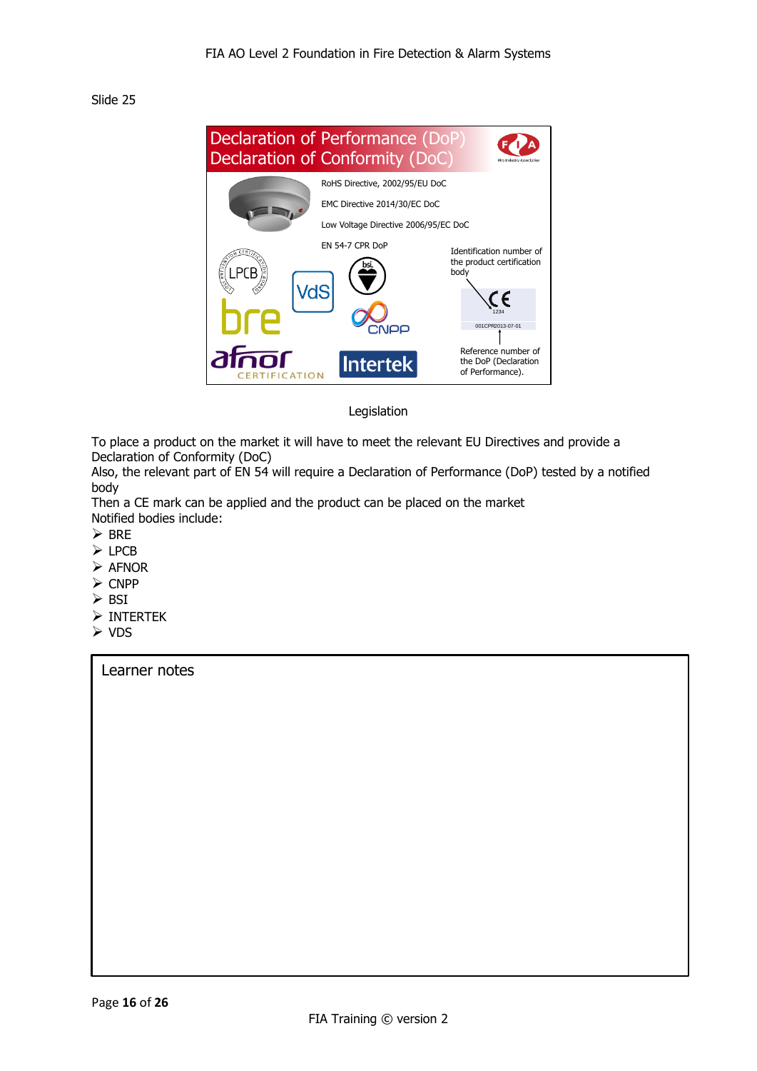Slide 25

Declaration of Performance (DoP)
Declaration of Conformity (DoC)

RoHS Directive, 2002/95/EU DoC

EMC Directive 2014/30/EC DoC

Low Voltage Directive 2006/95/EC DoC

EN 54-7 CPR DoP

Identification number of the product certification body

1234

001CPR2013-07-01

Reference number of the DoP (Declaration of Performance).

Legislation

To place a product on the market it will have to meet the relevant EU Directives and provide a Declaration of Conformity (DoC)
Also, the relevant part of EN 54 will require a Declaration of Performance (DoP) tested by a notified body
Then a CE mark can be applied and the product can be placed on the market
Notified bodies include:

- BRE
- LPCB
- AFNOR
- CNPP
- BSI
- INTERTEK
- VDS

Learner notes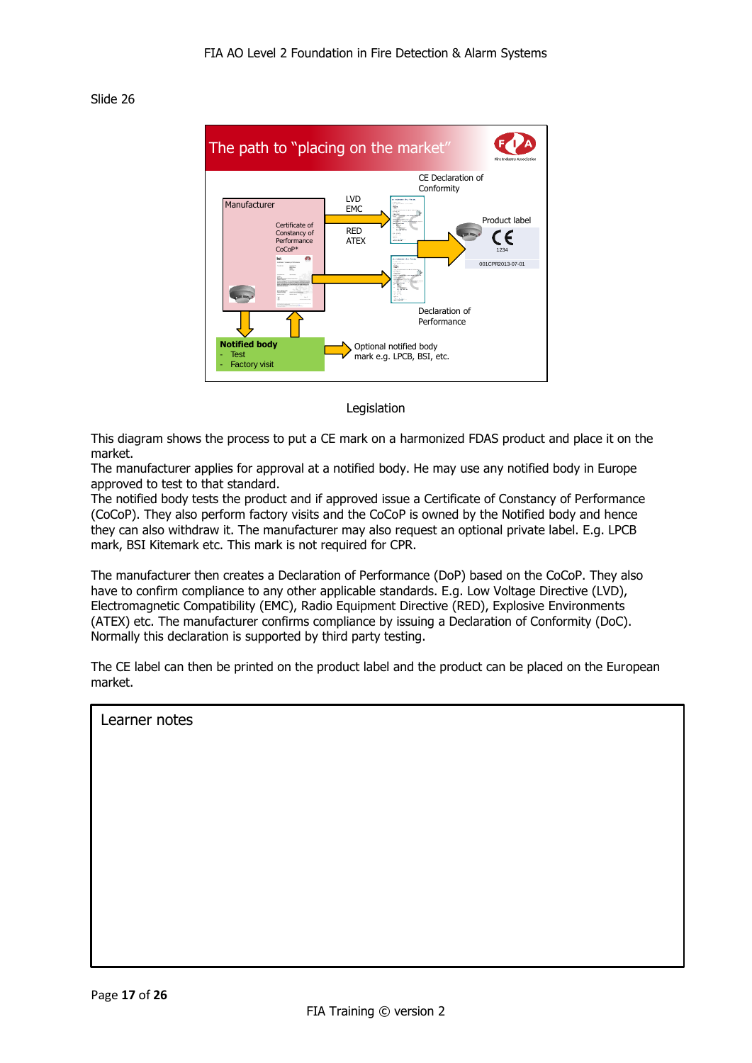Slide 26

The path to "placing on the market"

Manufacturer

Certificate of Constancy of Performance CoCoP*

LVD
EMC

RED
ATEX

CE Declaration of Conformity

Product label

CE
1234

001CPR2013-07-01

Declaration of Performance

**Notified body**
- Test
- Factory visit

Optional notified body mark e.g. LPCB, BSI, etc.

Legislation

This diagram shows the process to put a CE mark on a harmonized FDAS product and place it on the market.
The manufacturer applies for approval at a notified body. He may use any notified body in Europe approved to test to that standard.
The notified body tests the product and if approved issue a Certificate of Constancy of Performance (CoCoP). They also perform factory visits and the CoCoP is owned by the Notified body and hence they can also withdraw it. The manufacturer may also request an optional private label. E.g. LPCB mark, BSI Kitemark etc. This mark is not required for CPR.

The manufacturer then creates a Declaration of Performance (DoP) based on the CoCoP. They also have to confirm compliance to any other applicable standards. E.g. Low Voltage Directive (LVD), Electromagnetic Compatibility (EMC), Radio Equipment Directive (RED), Explosive Environments (ATEX) etc. The manufacturer confirms compliance by issuing a Declaration of Conformity (DoC). Normally this declaration is supported by third party testing.

The CE label can then be printed on the product label and the product can be placed on the European market.

Learner notes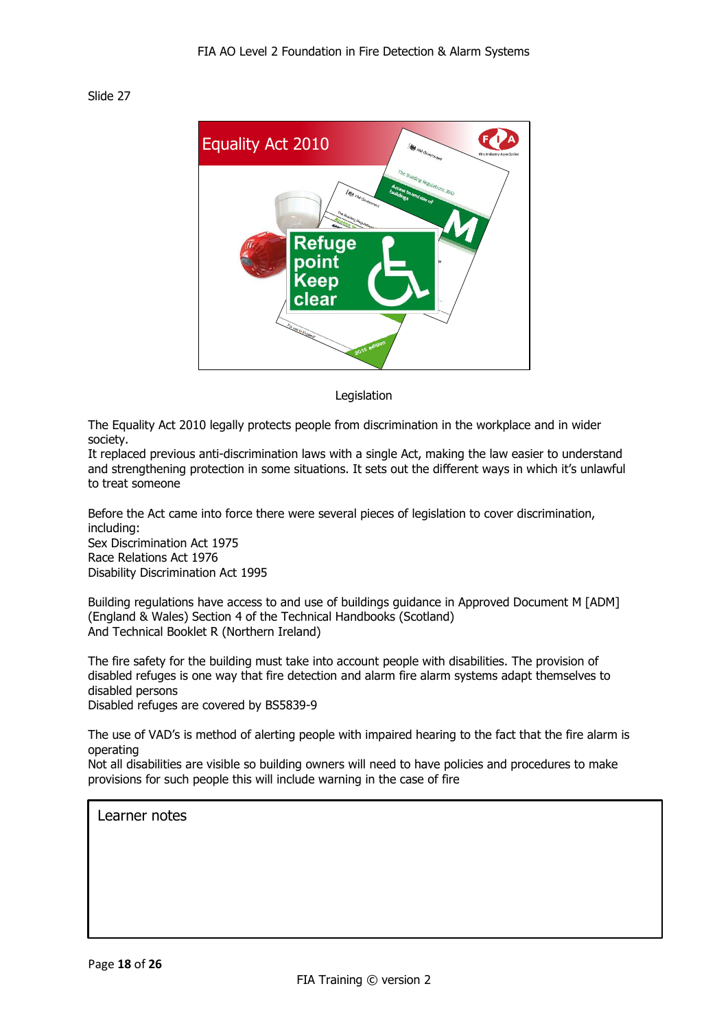Slide 27

Legislation

The Equality Act 2010 legally protects people from discrimination in the workplace and in wider society.
It replaced previous anti-discrimination laws with a single Act, making the law easier to understand and strengthening protection in some situations. It sets out the different ways in which it's unlawful to treat someone

Before the Act came into force there were several pieces of legislation to cover discrimination, including:
Sex Discrimination Act 1975
Race Relations Act 1976
Disability Discrimination Act 1995

Building regulations have access to and use of buildings guidance in Approved Document M [ADM] (England & Wales) Section 4 of the Technical Handbooks (Scotland)
And Technical Booklet R (Northern Ireland)

The fire safety for the building must take into account people with disabilities. The provision of disabled refuges is one way that fire detection and alarm fire alarm systems adapt themselves to disabled persons
Disabled refuges are covered by BS5839-9

The use of VAD's is method of alerting people with impaired hearing to the fact that the fire alarm is operating
Not all disabilities are visible so building owners will need to have policies and procedures to make provisions for such people this will include warning in the case of fire

| Learner notes |
| --- |
| |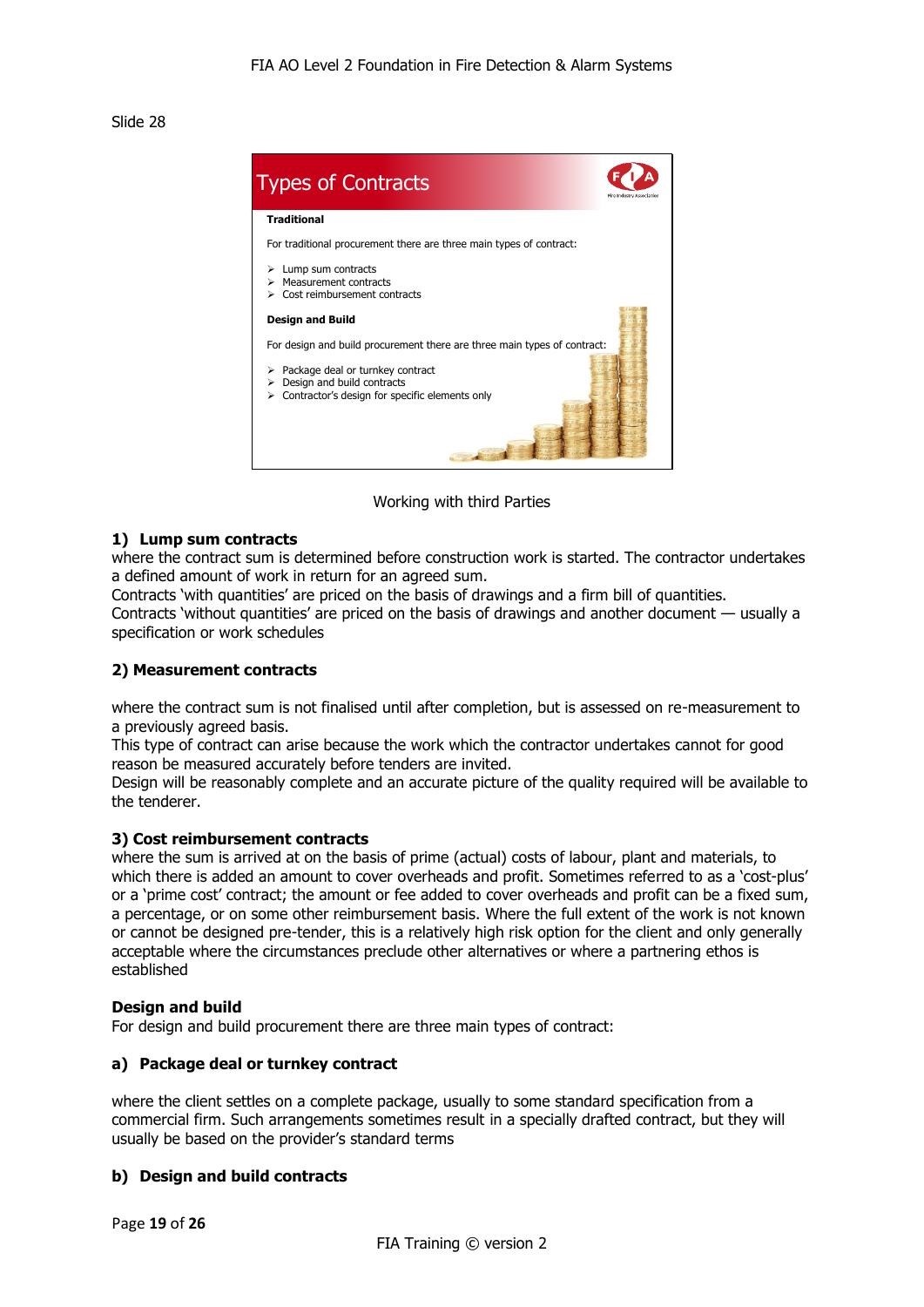Slide 28

**Types of Contracts**

**Traditional**

For traditional procurement there are three main types of contract:

- Lump sum contracts
- Measurement contracts
- Cost reimbursement contracts

**Design and Build**

For design and build procurement there are three main types of contract:

- Package deal or turnkey contract
- Design and build contracts
- Contractor's design for specific elements only

Working with third Parties

### 1) Lump sum contracts

where the contract sum is determined before construction work is started. The contractor undertakes a defined amount of work in return for an agreed sum.
Contracts 'with quantities' are priced on the basis of drawings and a firm bill of quantities.
Contracts 'without quantities' are priced on the basis of drawings and another document — usually a specification or work schedules

### 2) Measurement contracts

where the contract sum is not finalised until after completion, but is assessed on re-measurement to a previously agreed basis.
This type of contract can arise because the work which the contractor undertakes cannot for good reason be measured accurately before tenders are invited.
Design will be reasonably complete and an accurate picture of the quality required will be available to the tenderer.

### 3) Cost reimbursement contracts

where the sum is arrived at on the basis of prime (actual) costs of labour, plant and materials, to which there is added an amount to cover overheads and profit. Sometimes referred to as a 'cost-plus' or a 'prime cost' contract; the amount or fee added to cover overheads and profit can be a fixed sum, a percentage, or on some other reimbursement basis. Where the full extent of the work is not known or cannot be designed pre-tender, this is a relatively high risk option for the client and only generally acceptable where the circumstances preclude other alternatives or where a partnering ethos is established

### Design and build

For design and build procurement there are three main types of contract:

### a) Package deal or turnkey contract

where the client settles on a complete package, usually to some standard specification from a commercial firm. Such arrangements sometimes result in a specially drafted contract, but they will usually be based on the provider's standard terms

### b) Design and build contracts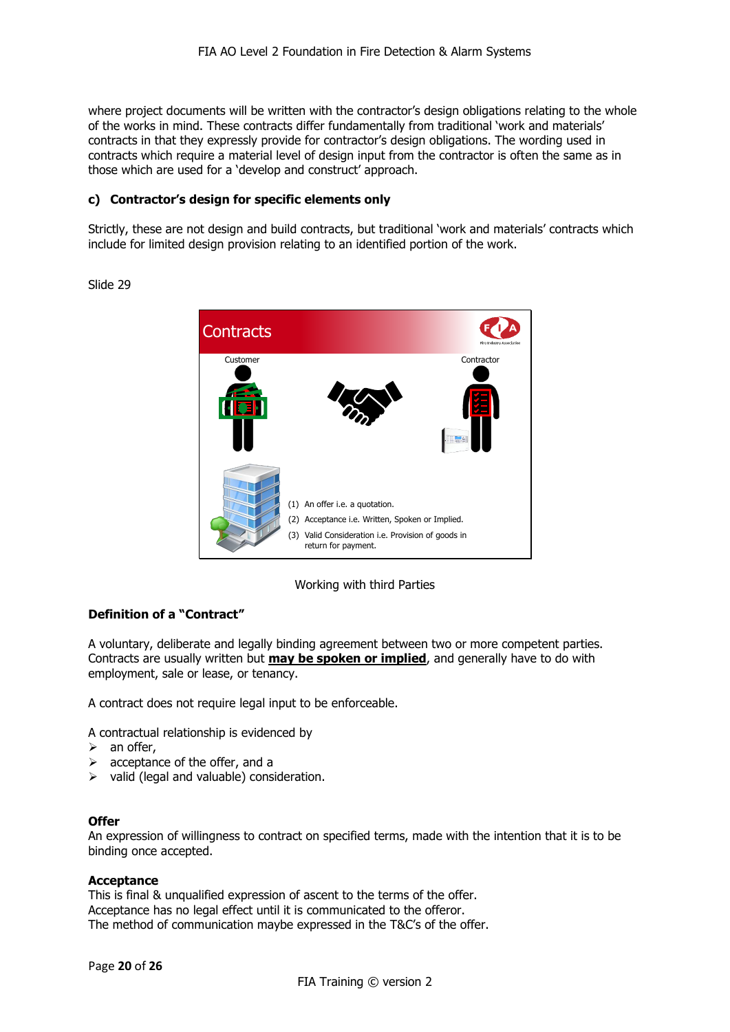where project documents will be written with the contractor's design obligations relating to the whole of the works in mind. These contracts differ fundamentally from traditional 'work and materials' contracts in that they expressly provide for contractor's design obligations. The wording used in contracts which require a material level of design input from the contractor is often the same as in those which are used for a 'develop and construct' approach.

#### c) Contractor's design for specific elements only

Strictly, these are not design and build contracts, but traditional 'work and materials' contracts which include for limited design provision relating to an identified portion of the work.

Slide 29

Contracts

Customer

Contractor

(1) An offer i.e. a quotation.
(2) Acceptance i.e. Written, Spoken or Implied.
(3) Valid Consideration i.e. Provision of goods in return for payment.

Working with third Parties

#### Definition of a "Contract"

A voluntary, deliberate and legally binding agreement between two or more competent parties. Contracts are usually written but **<u>may be spoken or implied</u>**, and generally have to do with employment, sale or lease, or tenancy.

A contract does not require legal input to be enforceable.

A contractual relationship is evidenced by

- an offer,
- acceptance of the offer, and a
- valid (legal and valuable) consideration.

**Offer**
An expression of willingness to contract on specified terms, made with the intention that it is to be binding once accepted.

**Acceptance**
This is final & unqualified expression of ascent to the terms of the offer.
Acceptance has no legal effect until it is communicated to the offeror.
The method of communication maybe expressed in the T&C's of the offer.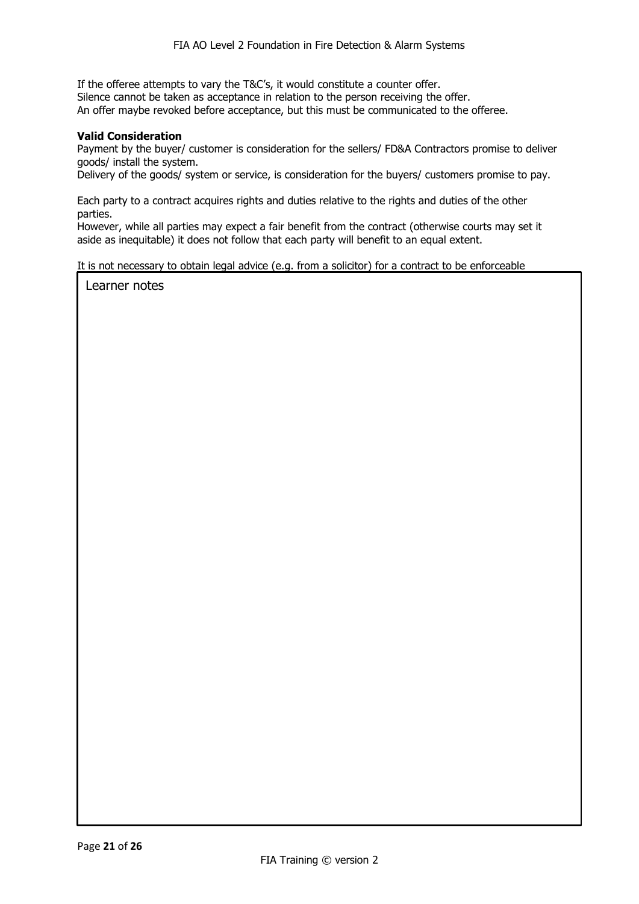If the offeree attempts to vary the T&C's, it would constitute a counter offer.
Silence cannot be taken as acceptance in relation to the person receiving the offer.
An offer maybe revoked before acceptance, but this must be communicated to the offeree.

**Valid Consideration**
Payment by the buyer/ customer is consideration for the sellers/ FD&A Contractors promise to deliver goods/ install the system.
Delivery of the goods/ system or service, is consideration for the buyers/ customers promise to pay.

Each party to a contract acquires rights and duties relative to the rights and duties of the other parties.
However, while all parties may expect a fair benefit from the contract (otherwise courts may set it aside as inequitable) it does not follow that each party will benefit to an equal extent.

It is not necessary to obtain legal advice (e.g. from a solicitor) for a contract to be enforceable

Learner notes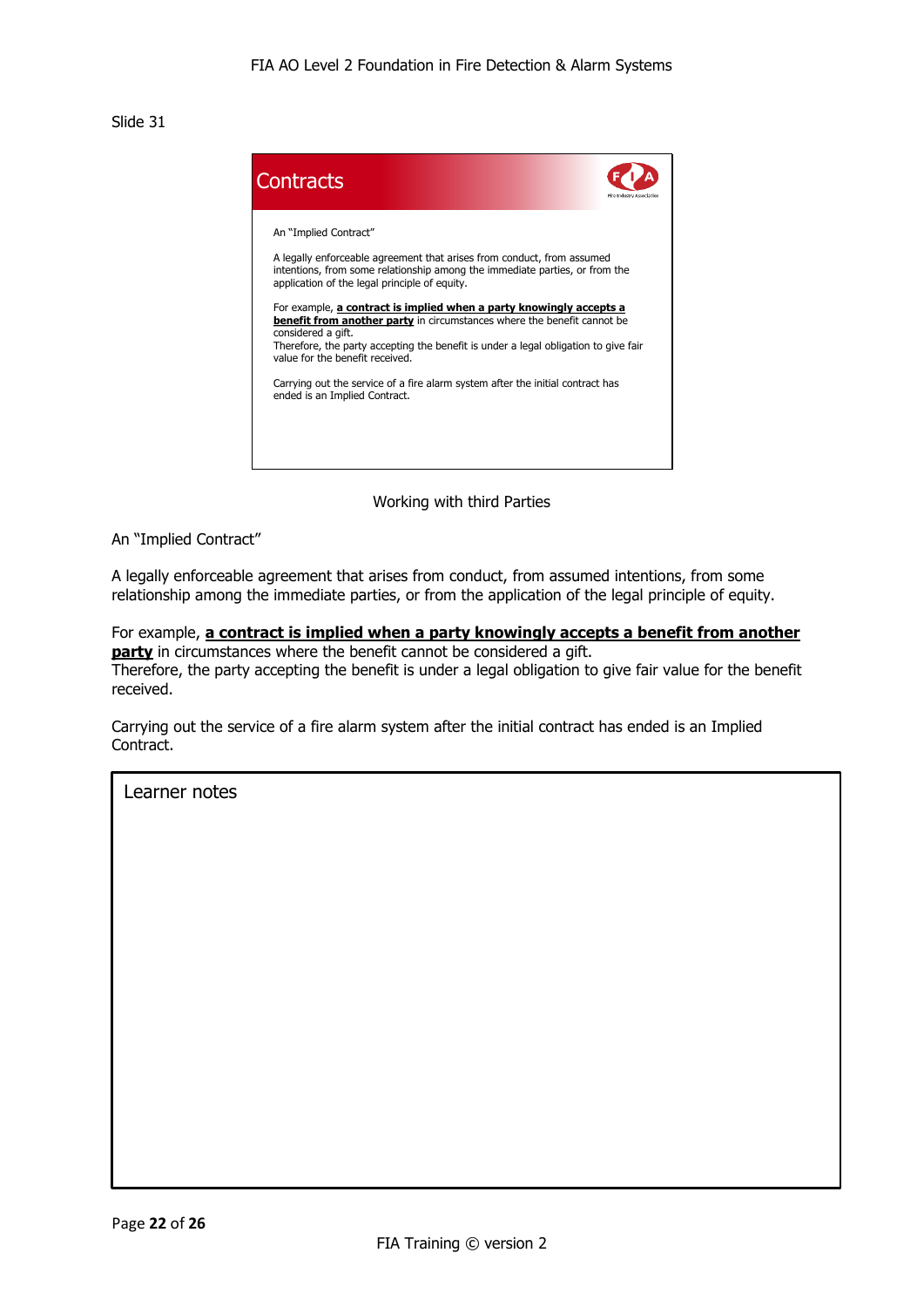Slide 31

## Contracts

An "Implied Contract"

A legally enforceable agreement that arises from conduct, from assumed intentions, from some relationship among the immediate parties, or from the application of the legal principle of equity.

For example, **a contract is implied when a party knowingly accepts a benefit from another party** in circumstances where the benefit cannot be considered a gift.
Therefore, the party accepting the benefit is under a legal obligation to give fair value for the benefit received.

Carrying out the service of a fire alarm system after the initial contract has ended is an Implied Contract.

Working with third Parties

An "Implied Contract"

A legally enforceable agreement that arises from conduct, from assumed intentions, from some relationship among the immediate parties, or from the application of the legal principle of equity.

For example, **a contract is implied when a party knowingly accepts a benefit from another party** in circumstances where the benefit cannot be considered a gift.
Therefore, the party accepting the benefit is under a legal obligation to give fair value for the benefit received.

Carrying out the service of a fire alarm system after the initial contract has ended is an Implied Contract.

Learner notes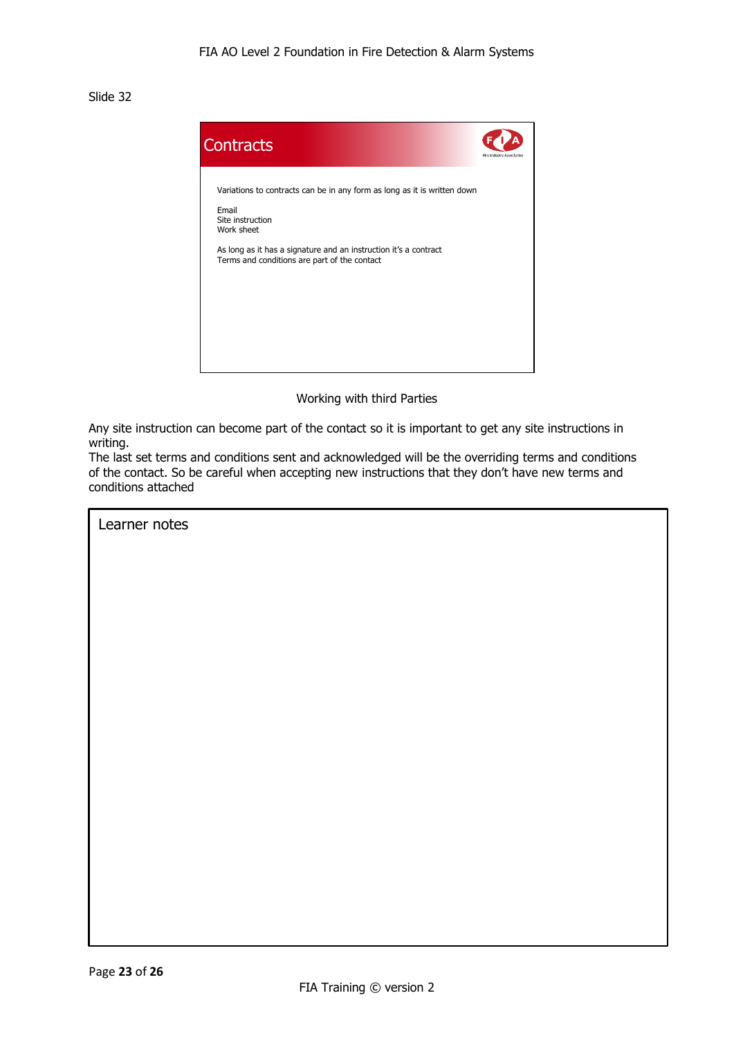Slide 32

## Contracts

Variations to contracts can be in any form as long as it is written down

Email
Site instruction
Work sheet

As long as it has a signature and an instruction it's a contract
Terms and conditions are part of the contact

Working with third Parties

Any site instruction can become part of the contact so it is important to get any site instructions in writing.
The last set terms and conditions sent and acknowledged will be the overriding terms and conditions of the contact. So be careful when accepting new instructions that they don't have new terms and conditions attached

| Learner notes |
| --- |
| |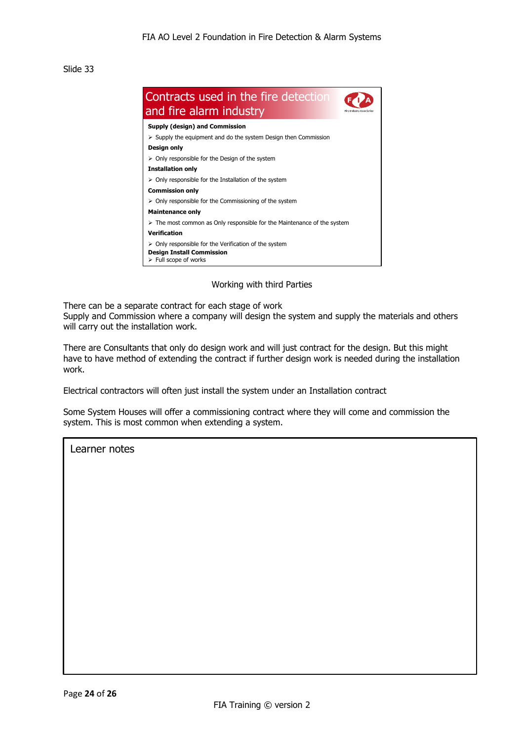Slide 33

## Contracts used in the fire detection and fire alarm industry

**Supply (design) and Commission**

- Supply the equipment and do the system Design then Commission

**Design only**

- Only responsible for the Design of the system

**Installation only**

- Only responsible for the Installation of the system

**Commission only**

- Only responsible for the Commissioning of the system

**Maintenance only**

- The most common as Only responsible for the Maintenance of the system

**Verification**

- Only responsible for the Verification of the system

**Design Install Commission**

- Full scope of works

Working with third Parties

There can be a separate contract for each stage of work
Supply and Commission where a company will design the system and supply the materials and others will carry out the installation work.

There are Consultants that only do design work and will just contract for the design. But this might have to have method of extending the contract if further design work is needed during the installation work.

Electrical contractors will often just install the system under an Installation contract

Some System Houses will offer a commissioning contract where they will come and commission the system. This is most common when extending a system.

Learner notes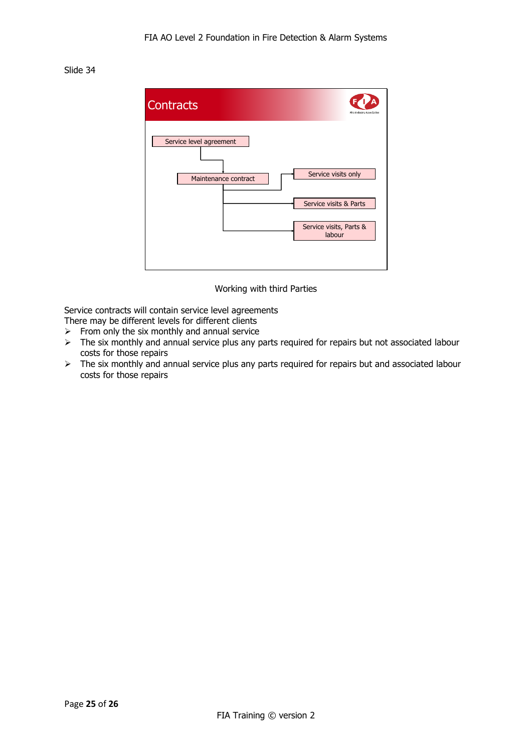Slide 34

## Contracts

Service level agreement → Maintenance contract

Maintenance contract → Service visits only

Maintenance contract → Service visits & Parts

Maintenance contract → Service visits, Parts & labour

Working with third Parties

Service contracts will contain service level agreements
There may be different levels for different clients

- From only the six monthly and annual service
- The six monthly and annual service plus any parts required for repairs but not associated labour costs for those repairs
- The six monthly and annual service plus any parts required for repairs but and associated labour costs for those repairs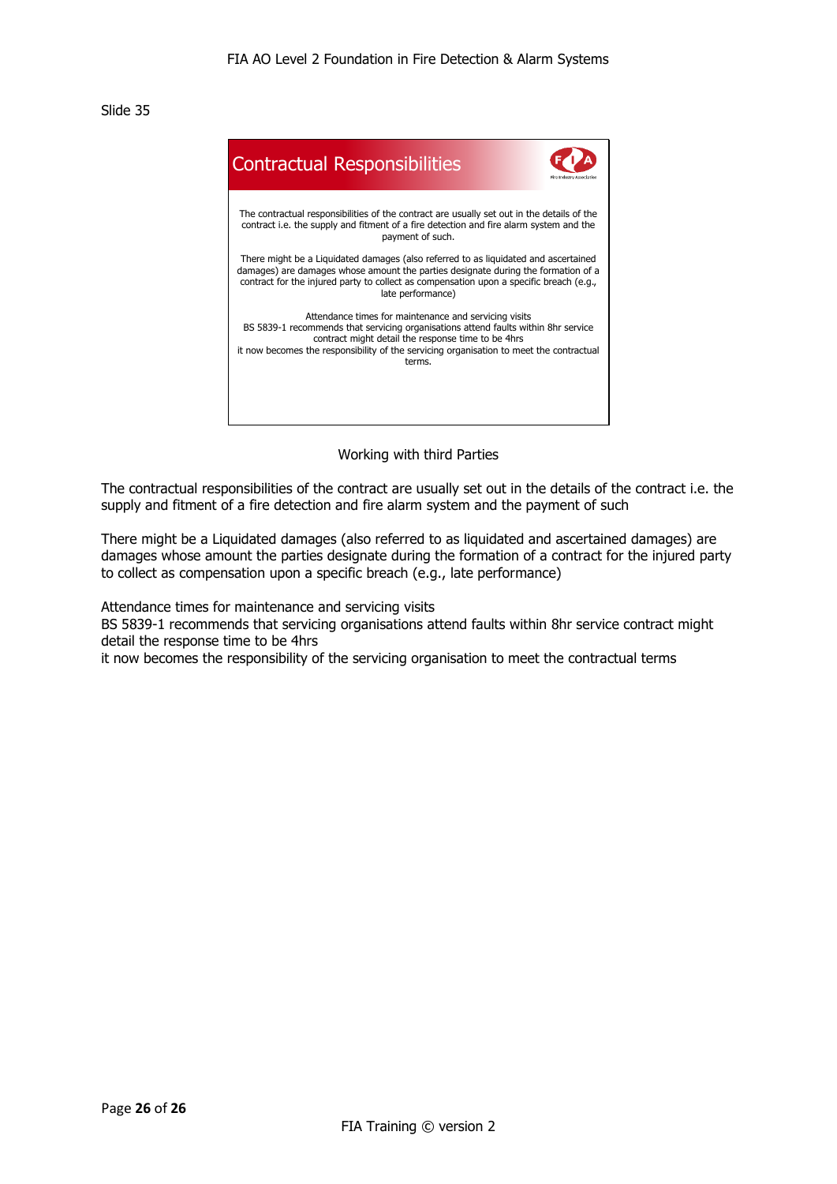Slide 35

## Contractual Responsibilities

The contractual responsibilities of the contract are usually set out in the details of the contract i.e. the supply and fitment of a fire detection and fire alarm system and the payment of such.

There might be a Liquidated damages (also referred to as liquidated and ascertained damages) are damages whose amount the parties designate during the formation of a contract for the injured party to collect as compensation upon a specific breach (e.g., late performance)

Attendance times for maintenance and servicing visits
BS 5839-1 recommends that servicing organisations attend faults within 8hr service contract might detail the response time to be 4hrs
it now becomes the responsibility of the servicing organisation to meet the contractual terms.

Working with third Parties

The contractual responsibilities of the contract are usually set out in the details of the contract i.e. the supply and fitment of a fire detection and fire alarm system and the payment of such

There might be a Liquidated damages (also referred to as liquidated and ascertained damages) are damages whose amount the parties designate during the formation of a contract for the injured party to collect as compensation upon a specific breach (e.g., late performance)

Attendance times for maintenance and servicing visits
BS 5839-1 recommends that servicing organisations attend faults within 8hr service contract might detail the response time to be 4hrs
it now becomes the responsibility of the servicing organisation to meet the contractual terms